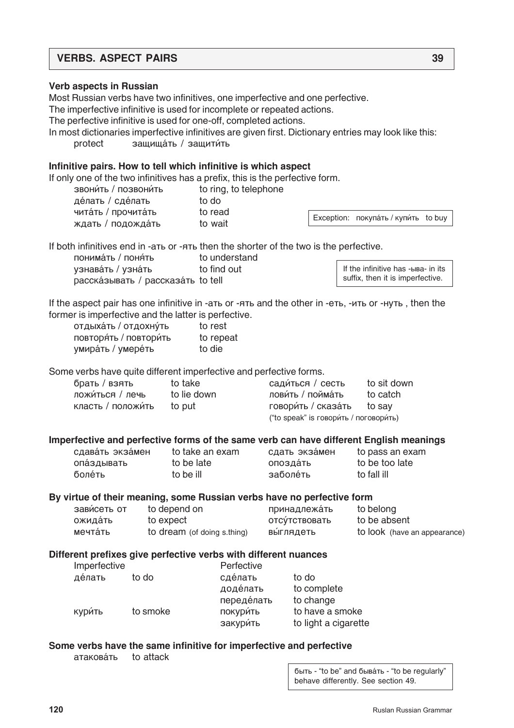## VERBS. ASPECT PAIRS

### Verb aspects in Russian

Most Russian verbs have two infinitives, one imperfective and one perfective.
The imperfective infinitive is used for incomplete or repeated actions.
The perfective infinitive is used for one-off, completed actions.
In most dictionaries imperfective infinitives are given first. Dictionary entries may look like this:

protect    защища́ть / защити́ть

### Infinitive pairs. How to tell which infinitive is which aspect

If only one of the two infinitives has a prefix, this is the perfective form.

| | |
|---|---|
| звони́ть / позвони́ть | to ring, to telephone |
| де́лать / сде́лать | to do |
| чита́ть / прочита́ть | to read |
| ждать / подожда́ть | to wait |

> Exception: покупа́ть / купи́ть to buy

If both infinitives end in -ать or -ять then the shorter of the two is the perfective.

| | |
|---|---|
| понима́ть / поня́ть | to understand |
| узнава́ть / узна́ть | to find out |
| расска́зывать / рассказа́ть | to tell |

> If the infinitive has -ыва- in its suffix, then it is imperfective.

If the aspect pair has one infinitive in -ать or -ять and the other in -еть, -ить or -нуть , then the former is imperfective and the latter is perfective.

| | |
|---|---|
| отдыха́ть / отдохну́ть | to rest |
| повторя́ть / повтори́ть | to repeat |
| умира́ть / умере́ть | to die |

Some verbs have quite different imperfective and perfective forms.

| | | | |
|---|---|---|---|
| брать / взять | to take | сади́ться / сесть | to sit down |
| ложи́ться / лечь | to lie down | лови́ть / пойма́ть | to catch |
| класть / положи́ть | to put | говори́ть / сказа́ть | to say |
| | | ("to speak" is говори́ть / поговори́ть) | |

### Imperfective and perfective forms of the same verb can have different English meanings

| | | | |
|---|---|---|---|
| сдава́ть экза́мен | to take an exam | сдать экза́мен | to pass an exam |
| опа́здывать | to be late | опозда́ть | to be too late |
| боле́ть | to be ill | заболе́ть | to fall ill |

### By virtue of their meaning, some Russian verbs have no perfective form

| | | | |
|---|---|---|---|
| зави́сеть от | to depend on | принадлежа́ть | to belong |
| ожида́ть | to expect | отсу́тствовать | to be absent |
| мечта́ть | to dream (of doing s.thing) | вы́глядеть | to look (have an appearance) |

### Different prefixes give perfective verbs with different nuances

| Imperfective | | Perfective | |
|---|---|---|---|
| де́лать | to do | сде́лать | to do |
| | | доде́лать | to complete |
| | | переде́лать | to change |
| кури́ть | to smoke | покури́ть | to have a smoke |
| | | закури́ть | to light a cigarette |

### Some verbs have the same infinitive for imperfective and perfective

атакова́ть    to attack

> быть - "to be" and быва́ть - "to be regularly" behave differently. See section 49.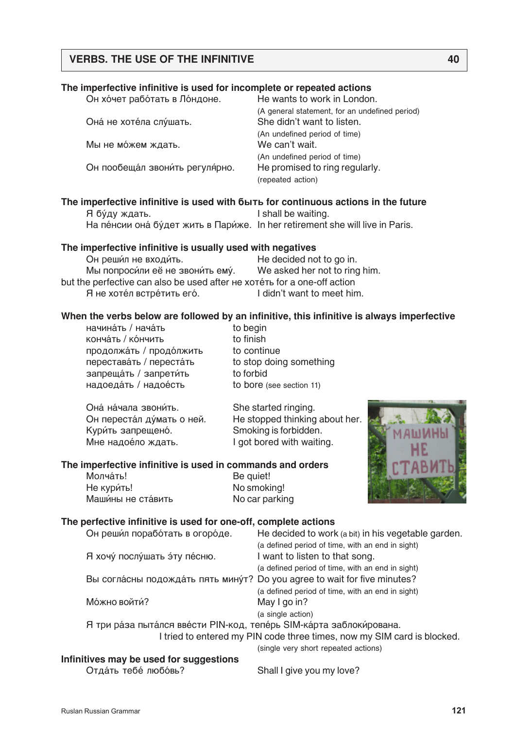## VERBS. THE USE OF THE INFINITIVE — 40

**The imperfective infinitive is used for incomplete or repeated actions**

| | |
|---|---|
| Он хóчет рабóтать в Лóндоне. | He wants to work in London. (A general statement, for an undefined period) |
| Онá не хотéла слýшать. | She didn't want to listen. (An undefined period of time) |
| Мы не мóжем ждать. | We can't wait. (An undefined period of time) |
| Он пообещáл звони́ть регуля́рно. | He promised to ring regularly. (repeated action) |

**The imperfective infinitive is used with быть for continuous actions in the future**

| | |
|---|---|
| Я бýду ждать. | I shall be waiting. |
| На пéнсии онá бýдет жить в Пари́же. | In her retirement she will live in Paris. |

**The imperfective infinitive is usually used with negatives**

| | |
|---|---|
| Он реши́л не входи́ть. | He decided not to go in. |
| Мы попроси́ли её не звони́ть емý. | We asked her not to ring him. |

but the perfective can also be used after не хотéть for a one-off action

| | |
|---|---|
| Я не хотéл встрéтить егó. | I didn't want to meet him. |

**When the verbs below are followed by an infinitive, this infinitive is always imperfective**

| | |
|---|---|
| начинáть / начáть | to begin |
| кончáть / кóнчить | to finish |
| продолжáть / продóлжить | to continue |
| переставáть / перестáть | to stop doing something |
| запрещáть / запрети́ть | to forbid |
| надоедáть / надоéсть | to bore (see section 11) |

| | |
|---|---|
| Онá нáчала звони́ть. | She started ringing. |
| Он перестáл дýмать о ней. | He stopped thinking about her. |
| Кури́ть запрещенó. | Smoking is forbidden. |
| Мне надоéло ждать. | I got bored with waiting. |

**The imperfective infinitive is used in commands and orders**

| | |
|---|---|
| Молчáть! | Be quiet! |
| Не кури́ть! | No smoking! |
| Маши́ны не стáвить | No car parking |

**The perfective infinitive is used for one-off, complete actions**

| | |
|---|---|
| Он реши́л порабóтать в огорóде. | He decided to work (a bit) in his vegetable garden. (a defined period of time, with an end in sight) |
| Я хочý послýшать э́ту пéсню. | I want to listen to that song. (a defined period of time, with an end in sight) |
| Вы соглáсны подождáть пять минýт? | Do you agree to wait for five minutes? (a defined period of time, with an end in sight) |
| Мóжно войти́? | May I go in? (a single action) |

Я три рáза пытáлся ввéсти PIN-код, тепéрь SIM-кáрта заблоки́рована.
I tried to entered my PIN code three times, now my SIM card is blocked.
(single very short repeated actions)

**Infinitives may be used for suggestions**

| | |
|---|---|
| Отдáть тебé любóвь? | Shall I give you my love? |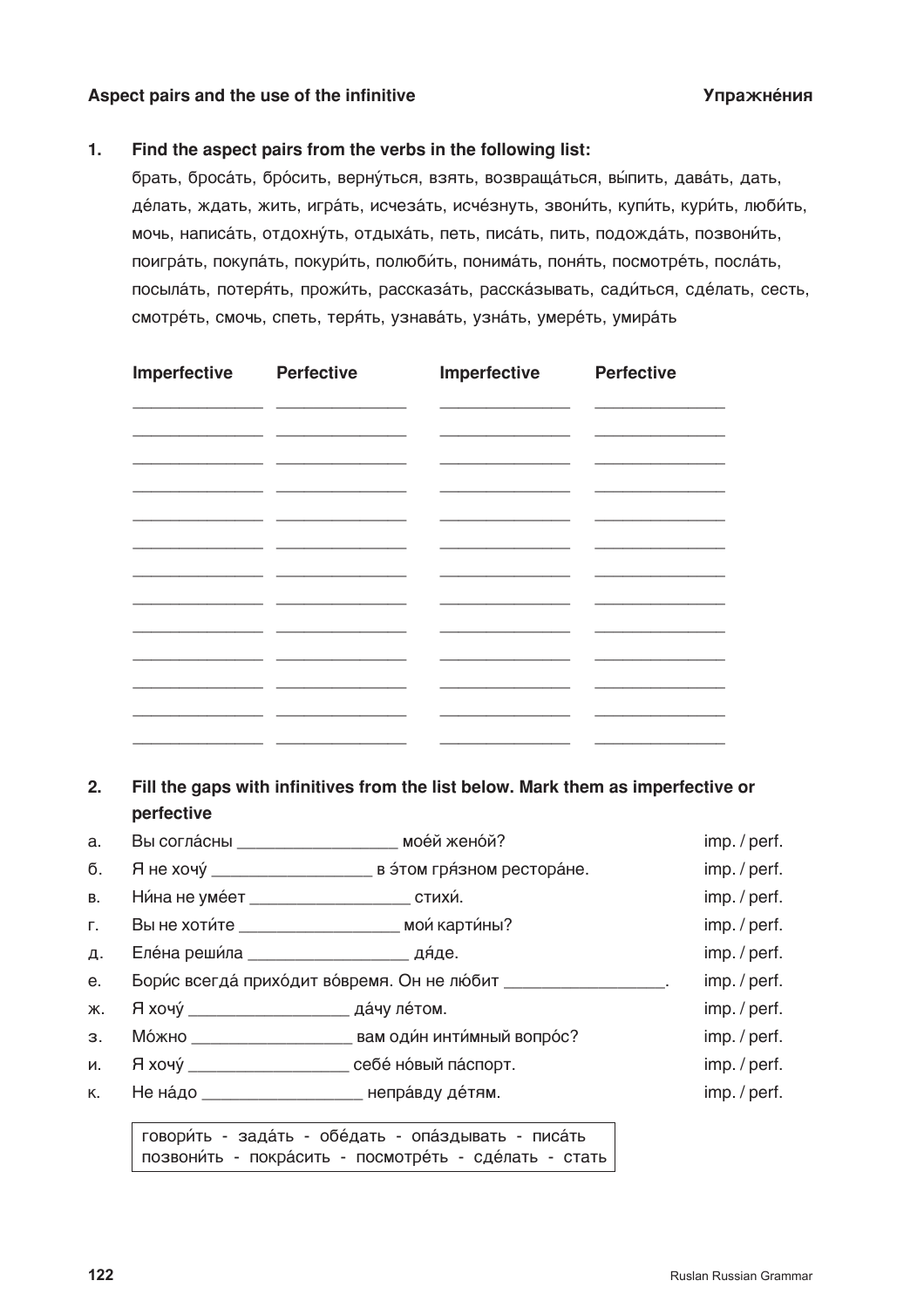**Aspect pairs and the use of the infinitive** **Упражне́ния**

**1. Find the aspect pairs from the verbs in the following list:**

брать, броса́ть, бро́сить, верну́ться, взять, возвраща́ться, вы́пить, дава́ть, дать, де́лать, ждать, жить, игра́ть, исчеза́ть, исче́знуть, звони́ть, купи́ть, кури́ть, люби́ть, мочь, написа́ть, отдохну́ть, отдыха́ть, петь, писа́ть, пить, подожда́ть, позвони́ть, поигра́ть, покупа́ть, покури́ть, полюби́ть, понима́ть, поня́ть, посмотре́ть, посла́ть, посыла́ть, потеря́ть, прожи́ть, рассказа́ть, расска́зывать, сади́ться, сде́лать, сесть, смотре́ть, смочь, спеть, теря́ть, узнава́ть, узна́ть, умере́ть, умира́ть

| Imperfective | Perfective | Imperfective | Perfective |
|---|---|---|---|
| ______________ | ______________ | ______________ | ______________ |
| ______________ | ______________ | ______________ | ______________ |
| ______________ | ______________ | ______________ | ______________ |
| ______________ | ______________ | ______________ | ______________ |
| ______________ | ______________ | ______________ | ______________ |
| ______________ | ______________ | ______________ | ______________ |
| ______________ | ______________ | ______________ | ______________ |
| ______________ | ______________ | ______________ | ______________ |
| ______________ | ______________ | ______________ | ______________ |
| ______________ | ______________ | ______________ | ______________ |
| ______________ | ______________ | ______________ | ______________ |
| ______________ | ______________ | ______________ | ______________ |
| ______________ | ______________ | ______________ | ______________ |

**2. Fill the gaps with infinitives from the list below. Mark them as imperfective or perfective**

а. Вы согла́сны _________________ мое́й жено́й? imp. / perf.

б. Я не хочу́ _________________ в э́том гря́зном рестора́не. imp. / perf.

в. Ни́на не уме́ет _________________ стихи́. imp. / perf.

г. Вы не хоти́те _________________ мои́ карти́ны? imp. / perf.

д. Еле́на реши́ла _________________ дя́де. imp. / perf.

е. Бори́с всегда́ прихо́дит во́время. Он не лю́бит _________________. imp. / perf.

ж. Я хочу́ _________________ да́чу ле́том. imp. / perf.

з. Мо́жно _________________ вам оди́н инти́мный вопро́с? imp. / perf.

и. Я хочу́ _________________ себе́ но́вый па́спорт. imp. / perf.

к. Не на́до _________________ непра́вду де́тям. imp. / perf.

говори́ть - зада́ть - обе́дать - опа́здывать - писа́ть
позвони́ть - покра́сить - посмотре́ть - сде́лать - стать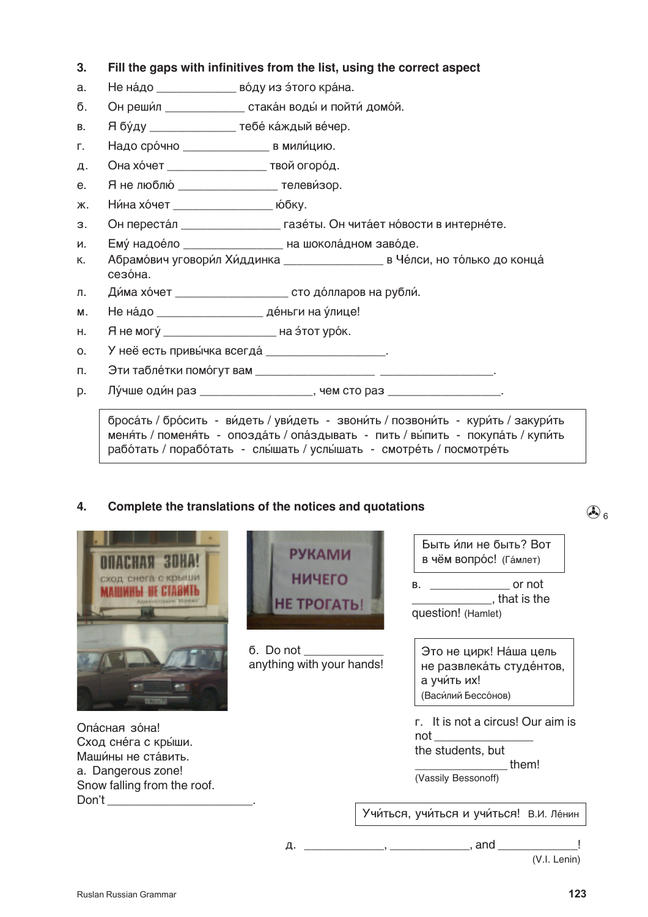**3. Fill the gaps with infinitives from the list, using the correct aspect**

а. Не на́до ____________ во́ду из э́того кра́на.

б. Он реши́л ____________ стака́н воды́ и пойти́ домо́й.

в. Я бу́ду ____________ тебе́ ка́ждый ве́чер.

г. Надо сро́чно ____________ в мили́цию.

д. Она хо́чет ____________ твой огоро́д.

е. Я не люблю́ ____________ телеви́зор.

ж. Ни́на хо́чет ____________ ю́бку.

з. Он переста́л ____________ газе́ты. Он чита́ет но́вости в интерне́те.

и. Ему́ надое́ло ____________ на шокола́дном заво́де.

к. Абрамо́вич уговори́л Хи́ддинка ____________ в Че́лси, но то́лько до конца́ сезо́на.

л. Ди́ма хо́чет ____________ сто до́лларов на рубли́.

м. Не на́до ____________ де́ньги на у́лице!

н. Я не могу́ ____________ на э́тот уро́к.

о. У неё есть привы́чка всегда́ ____________.

п. Эти табле́тки помо́гут вам ____________ ____________.

р. Лу́чше оди́н раз ____________, чем сто раз ____________.

> броса́ть / бро́сить - ви́деть / уви́деть - звони́ть / позвони́ть - кури́ть / закури́ть
> меня́ть / поменя́ть - опозда́ть / опа́здывать - пить / вы́пить - покупа́ть / купи́ть
> рабо́тать / порабо́тать - слы́шать / услы́шать - смотре́ть / посмотре́ть

**4. Complete the translations of the notices and quotations**

ОПАСНАЯ ЗОНА!
сход снега с крыши
МАШИНЫ НЕ СТАВИТЬ
Администрация "Манежа"

Опа́сная зо́на!
Сход сне́га с кры́ши.
Маши́ны не ста́вить.

а. Dangerous zone!
Snow falling from the roof.
Don't ____________.

РУКАМИ
НИЧЕГО
НЕ ТРОГАТЬ!

б. Do not ____________ anything with your hands!

> Быть и́ли не быть? Вот в чём вопро́с! (Га́млет)

в. ____________ or not ____________, that is the question! (Hamlet)

> Это не цирк! На́ша цель не развлека́ть студе́нтов, а учи́ть их!
> (Васи́лий Бессо́нов)

г. It is not a circus! Our aim is not ____________ the students, but ____________ them!
(Vassily Bessonoff)

> Учи́ться, учи́ться и учи́ться! В.И. Ле́нин

д. ____________, ____________, and ____________!
(V.I. Lenin)